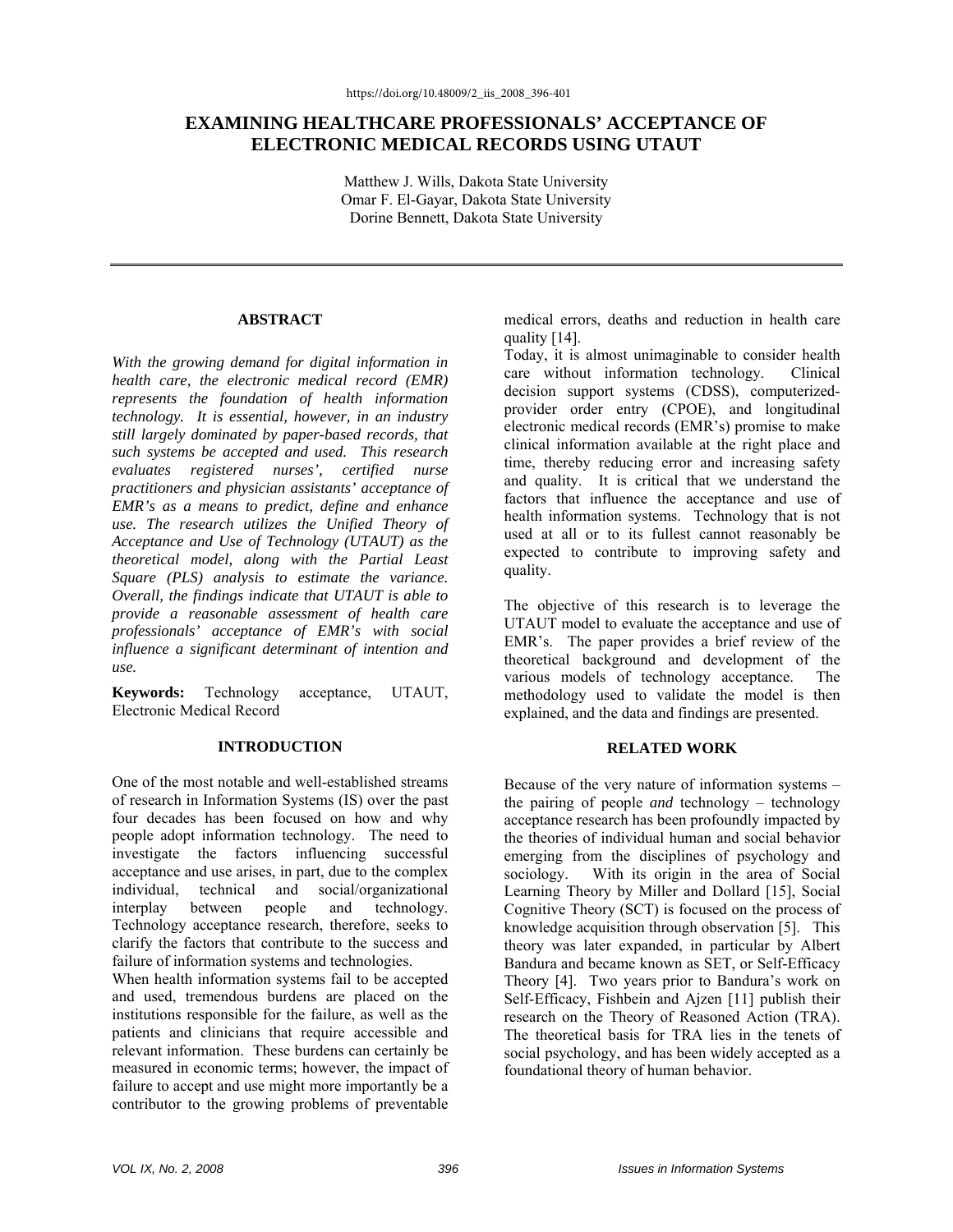https://doi.org/10.48009/2_iis_2008_396-401

# EXAMINING HEALTHCARE PROFESSIONALS' ACCEPTANCE OF ELECTRONIC MEDICAL RECORDS USING UTAUT

Matthew J. Wills, Dakota State University
Omar F. El-Gayar, Dakota State University
Dorine Bennett, Dakota State University

## ABSTRACT

*With the growing demand for digital information in health care, the electronic medical record (EMR) represents the foundation of health information technology. It is essential, however, in an industry still largely dominated by paper-based records, that such systems be accepted and used. This research evaluates registered nurses', certified nurse practitioners and physician assistants' acceptance of EMR's as a means to predict, define and enhance use. The research utilizes the Unified Theory of Acceptance and Use of Technology (UTAUT) as the theoretical model, along with the Partial Least Square (PLS) analysis to estimate the variance. Overall, the findings indicate that UTAUT is able to provide a reasonable assessment of health care professionals' acceptance of EMR's with social influence a significant determinant of intention and use.*

**Keywords:** Technology acceptance, UTAUT, Electronic Medical Record

## INTRODUCTION

One of the most notable and well-established streams of research in Information Systems (IS) over the past four decades has been focused on how and why people adopt information technology. The need to investigate the factors influencing successful acceptance and use arises, in part, due to the complex individual, technical and social/organizational interplay between people and technology. Technology acceptance research, therefore, seeks to clarify the factors that contribute to the success and failure of information systems and technologies.

When health information systems fail to be accepted and used, tremendous burdens are placed on the institutions responsible for the failure, as well as the patients and clinicians that require accessible and relevant information. These burdens can certainly be measured in economic terms; however, the impact of failure to accept and use might more importantly be a contributor to the growing problems of preventable medical errors, deaths and reduction in health care quality [14].

Today, it is almost unimaginable to consider health care without information technology. Clinical decision support systems (CDSS), computerized-provider order entry (CPOE), and longitudinal electronic medical records (EMR's) promise to make clinical information available at the right place and time, thereby reducing error and increasing safety and quality. It is critical that we understand the factors that influence the acceptance and use of health information systems. Technology that is not used at all or to its fullest cannot reasonably be expected to contribute to improving safety and quality.

The objective of this research is to leverage the UTAUT model to evaluate the acceptance and use of EMR's. The paper provides a brief review of the theoretical background and development of the various models of technology acceptance. The methodology used to validate the model is then explained, and the data and findings are presented.

## RELATED WORK

Because of the very nature of information systems – the pairing of people *and* technology – technology acceptance research has been profoundly impacted by the theories of individual human and social behavior emerging from the disciplines of psychology and sociology. With its origin in the area of Social Learning Theory by Miller and Dollard [15], Social Cognitive Theory (SCT) is focused on the process of knowledge acquisition through observation [5]. This theory was later expanded, in particular by Albert Bandura and became known as SET, or Self-Efficacy Theory [4]. Two years prior to Bandura's work on Self-Efficacy, Fishbein and Ajzen [11] publish their research on the Theory of Reasoned Action (TRA). The theoretical basis for TRA lies in the tenets of social psychology, and has been widely accepted as a foundational theory of human behavior.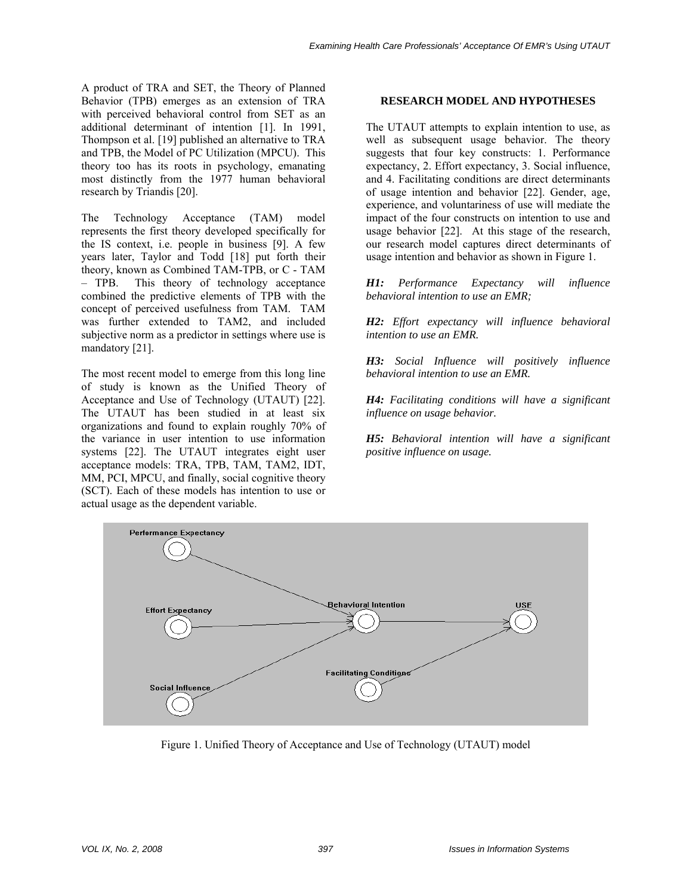A product of TRA and SET, the Theory of Planned Behavior (TPB) emerges as an extension of TRA with perceived behavioral control from SET as an additional determinant of intention [1]. In 1991, Thompson et al. [19] published an alternative to TRA and TPB, the Model of PC Utilization (MPCU). This theory too has its roots in psychology, emanating most distinctly from the 1977 human behavioral research by Triandis [20].

The Technology Acceptance (TAM) model represents the first theory developed specifically for the IS context, i.e. people in business [9]. A few years later, Taylor and Todd [18] put forth their theory, known as Combined TAM-TPB, or C - TAM – TPB. This theory of technology acceptance combined the predictive elements of TPB with the concept of perceived usefulness from TAM. TAM was further extended to TAM2, and included subjective norm as a predictor in settings where use is mandatory [21].

The most recent model to emerge from this long line of study is known as the Unified Theory of Acceptance and Use of Technology (UTAUT) [22]. The UTAUT has been studied in at least six organizations and found to explain roughly 70% of the variance in user intention to use information systems [22]. The UTAUT integrates eight user acceptance models: TRA, TPB, TAM, TAM2, IDT, MM, PCI, MPCU, and finally, social cognitive theory (SCT). Each of these models has intention to use or actual usage as the dependent variable.

## RESEARCH MODEL AND HYPOTHESES

The UTAUT attempts to explain intention to use, as well as subsequent usage behavior. The theory suggests that four key constructs: 1. Performance expectancy, 2. Effort expectancy, 3. Social influence, and 4. Facilitating conditions are direct determinants of usage intention and behavior [22]. Gender, age, experience, and voluntariness of use will mediate the impact of the four constructs on intention to use and usage behavior [22]. At this stage of the research, our research model captures direct determinants of usage intention and behavior as shown in Figure 1.

***H1:*** *Performance Expectancy will influence behavioral intention to use an EMR;*

***H2:*** *Effort expectancy will influence behavioral intention to use an EMR.*

***H3:*** *Social Influence will positively influence behavioral intention to use an EMR.*

***H4:*** *Facilitating conditions will have a significant influence on usage behavior.*

***H5:*** *Behavioral intention will have a significant positive influence on usage.*

Figure 1. Unified Theory of Acceptance and Use of Technology (UTAUT) model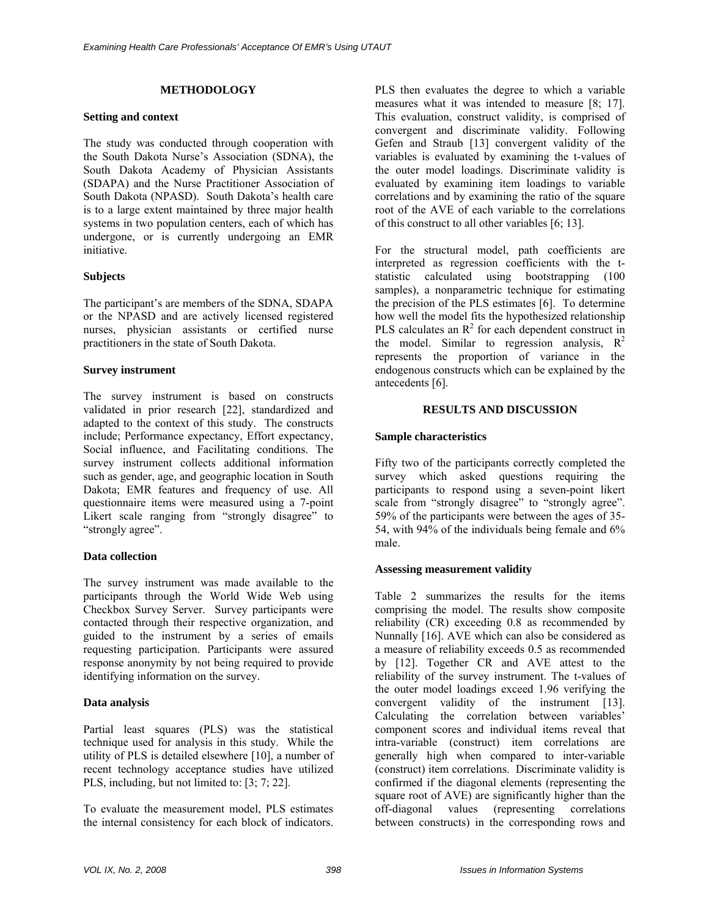## METHODOLOGY

### Setting and context

The study was conducted through cooperation with the South Dakota Nurse's Association (SDNA), the South Dakota Academy of Physician Assistants (SDAPA) and the Nurse Practitioner Association of South Dakota (NPASD). South Dakota's health care is to a large extent maintained by three major health systems in two population centers, each of which has undergone, or is currently undergoing an EMR initiative.

### Subjects

The participant's are members of the SDNA, SDAPA or the NPASD and are actively licensed registered nurses, physician assistants or certified nurse practitioners in the state of South Dakota.

### Survey instrument

The survey instrument is based on constructs validated in prior research [22], standardized and adapted to the context of this study. The constructs include; Performance expectancy, Effort expectancy, Social influence, and Facilitating conditions. The survey instrument collects additional information such as gender, age, and geographic location in South Dakota; EMR features and frequency of use. All questionnaire items were measured using a 7-point Likert scale ranging from "strongly disagree" to "strongly agree".

### Data collection

The survey instrument was made available to the participants through the World Wide Web using Checkbox Survey Server. Survey participants were contacted through their respective organization, and guided to the instrument by a series of emails requesting participation. Participants were assured response anonymity by not being required to provide identifying information on the survey.

### Data analysis

Partial least squares (PLS) was the statistical technique used for analysis in this study. While the utility of PLS is detailed elsewhere [10], a number of recent technology acceptance studies have utilized PLS, including, but not limited to: [3; 7; 22].

To evaluate the measurement model, PLS estimates the internal consistency for each block of indicators. PLS then evaluates the degree to which a variable measures what it was intended to measure [8; 17]. This evaluation, construct validity, is comprised of convergent and discriminate validity. Following Gefen and Straub [13] convergent validity of the variables is evaluated by examining the t-values of the outer model loadings. Discriminate validity is evaluated by examining item loadings to variable correlations and by examining the ratio of the square root of the AVE of each variable to the correlations of this construct to all other variables [6; 13].

For the structural model, path coefficients are interpreted as regression coefficients with the t-statistic calculated using bootstrapping (100 samples), a nonparametric technique for estimating the precision of the PLS estimates [6]. To determine how well the model fits the hypothesized relationship PLS calculates an $R^2$ for each dependent construct in the model. Similar to regression analysis, $R^2$ represents the proportion of variance in the endogenous constructs which can be explained by the antecedents [6].

## RESULTS AND DISCUSSION

### Sample characteristics

Fifty two of the participants correctly completed the survey which asked questions requiring the participants to respond using a seven-point likert scale from "strongly disagree" to "strongly agree". 59% of the participants were between the ages of 35-54, with 94% of the individuals being female and 6% male.

### Assessing measurement validity

Table 2 summarizes the results for the items comprising the model. The results show composite reliability (CR) exceeding 0.8 as recommended by Nunnally [16]. AVE which can also be considered as a measure of reliability exceeds 0.5 as recommended by [12]. Together CR and AVE attest to the reliability of the survey instrument. The t-values of the outer model loadings exceed 1.96 verifying the convergent validity of the instrument [13]. Calculating the correlation between variables' component scores and individual items reveal that intra-variable (construct) item correlations are generally high when compared to inter-variable (construct) item correlations. Discriminate validity is confirmed if the diagonal elements (representing the square root of AVE) are significantly higher than the off-diagonal values (representing correlations between constructs) in the corresponding rows and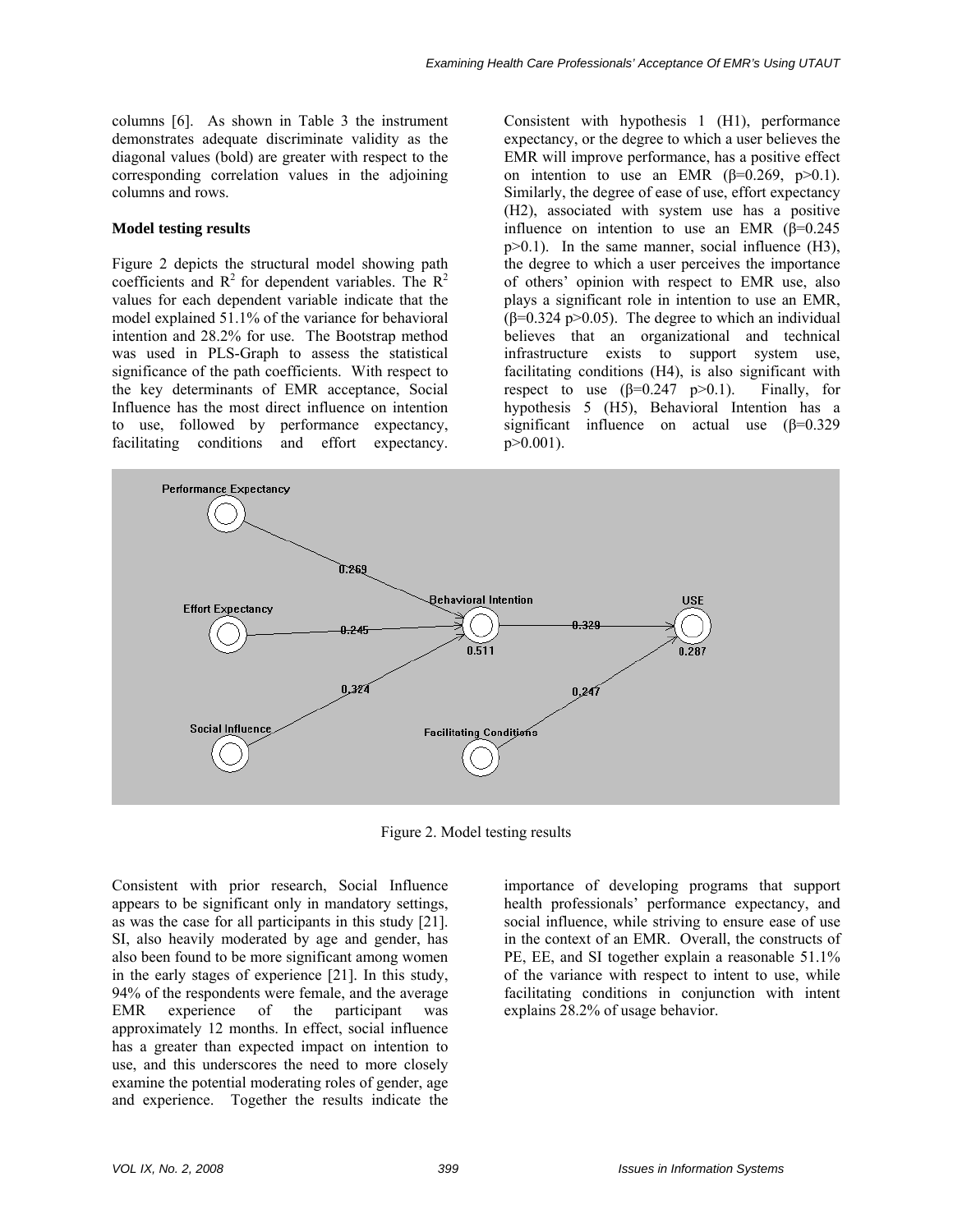columns [6]. As shown in Table 3 the instrument demonstrates adequate discriminate validity as the diagonal values (bold) are greater with respect to the corresponding correlation values in the adjoining columns and rows.

**Model testing results**

Figure 2 depicts the structural model showing path coefficients and $R^2$ for dependent variables. The $R^2$ values for each dependent variable indicate that the model explained 51.1% of the variance for behavioral intention and 28.2% for use. The Bootstrap method was used in PLS-Graph to assess the statistical significance of the path coefficients. With respect to the key determinants of EMR acceptance, Social Influence has the most direct influence on intention to use, followed by performance expectancy, facilitating conditions and effort expectancy. Consistent with hypothesis 1 (H1), performance expectancy, or the degree to which a user believes the EMR will improve performance, has a positive effect on intention to use an EMR ($\beta$=0.269, $p>0.1$). Similarly, the degree of ease of use, effort expectancy (H2), associated with system use has a positive influence on intention to use an EMR ($\beta$=0.245 $p>0.1$). In the same manner, social influence (H3), the degree to which a user perceives the importance of others' opinion with respect to EMR use, also plays a significant role in intention to use an EMR, ($\beta$=0.324 $p>0.05$). The degree to which an individual believes that an organizational and technical infrastructure exists to support system use, facilitating conditions (H4), is also significant with respect to use ($\beta$=0.247 $p>0.1$). Finally, for hypothesis 5 (H5), Behavioral Intention has a significant influence on actual use ($\beta$=0.329 $p>0.001$).

Figure 2. Model testing results

Consistent with prior research, Social Influence appears to be significant only in mandatory settings, as was the case for all participants in this study [21]. SI, also heavily moderated by age and gender, has also been found to be more significant among women in the early stages of experience [21]. In this study, 94% of the respondents were female, and the average EMR experience of the participant was approximately 12 months. In effect, social influence has a greater than expected impact on intention to use, and this underscores the need to more closely examine the potential moderating roles of gender, age and experience. Together the results indicate the importance of developing programs that support health professionals' performance expectancy, and social influence, while striving to ensure ease of use in the context of an EMR. Overall, the constructs of PE, EE, and SI together explain a reasonable 51.1% of the variance with respect to intent to use, while facilitating conditions in conjunction with intent explains 28.2% of usage behavior.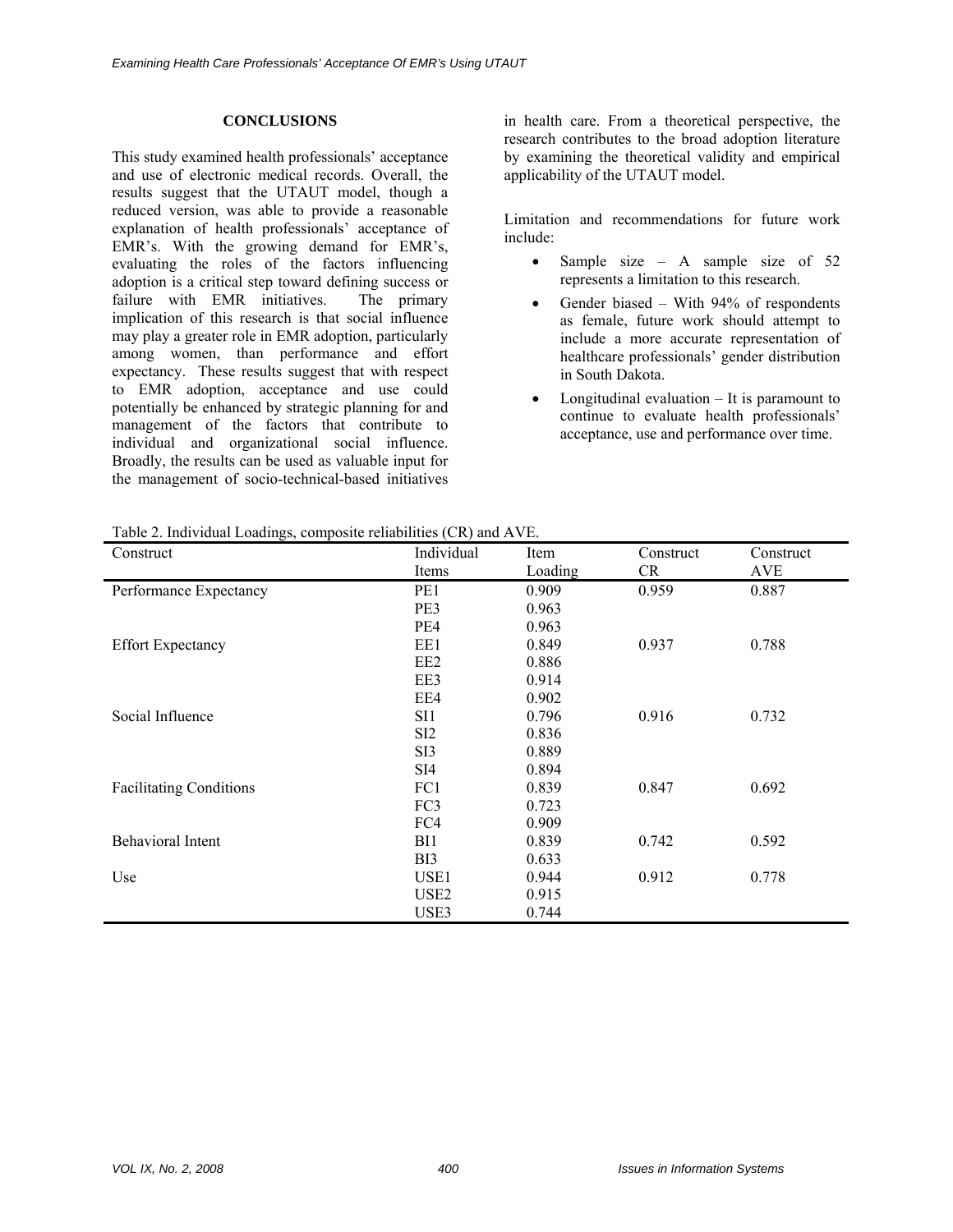## CONCLUSIONS

This study examined health professionals' acceptance and use of electronic medical records. Overall, the results suggest that the UTAUT model, though a reduced version, was able to provide a reasonable explanation of health professionals' acceptance of EMR's. With the growing demand for EMR's, evaluating the roles of the factors influencing adoption is a critical step toward defining success or failure with EMR initiatives. The primary implication of this research is that social influence may play a greater role in EMR adoption, particularly among women, than performance and effort expectancy. These results suggest that with respect to EMR adoption, acceptance and use could potentially be enhanced by strategic planning for and management of the factors that contribute to individual and organizational social influence. Broadly, the results can be used as valuable input for the management of socio-technical-based initiatives in health care. From a theoretical perspective, the research contributes to the broad adoption literature by examining the theoretical validity and empirical applicability of the UTAUT model.

Limitation and recommendations for future work include:

- Sample size – A sample size of 52 represents a limitation to this research.
- Gender biased – With 94% of respondents as female, future work should attempt to include a more accurate representation of healthcare professionals' gender distribution in South Dakota.
- Longitudinal evaluation – It is paramount to continue to evaluate health professionals' acceptance, use and performance over time.

Table 2. Individual Loadings, composite reliabilities (CR) and AVE.

| Construct | Individual Items | Item Loading | Construct CR | Construct AVE |
|---|---|---|---|---|
| Performance Expectancy | PE1 | 0.909 | 0.959 | 0.887 |
| | PE3 | 0.963 | | |
| | PE4 | 0.963 | | |
| Effort Expectancy | EE1 | 0.849 | 0.937 | 0.788 |
| | EE2 | 0.886 | | |
| | EE3 | 0.914 | | |
| | EE4 | 0.902 | | |
| Social Influence | SI1 | 0.796 | 0.916 | 0.732 |
| | SI2 | 0.836 | | |
| | SI3 | 0.889 | | |
| | SI4 | 0.894 | | |
| Facilitating Conditions | FC1 | 0.839 | 0.847 | 0.692 |
| | FC3 | 0.723 | | |
| | FC4 | 0.909 | | |
| Behavioral Intent | BI1 | 0.839 | 0.742 | 0.592 |
| | BI3 | 0.633 | | |
| Use | USE1 | 0.944 | 0.912 | 0.778 |
| | USE2 | 0.915 | | |
| | USE3 | 0.744 | | |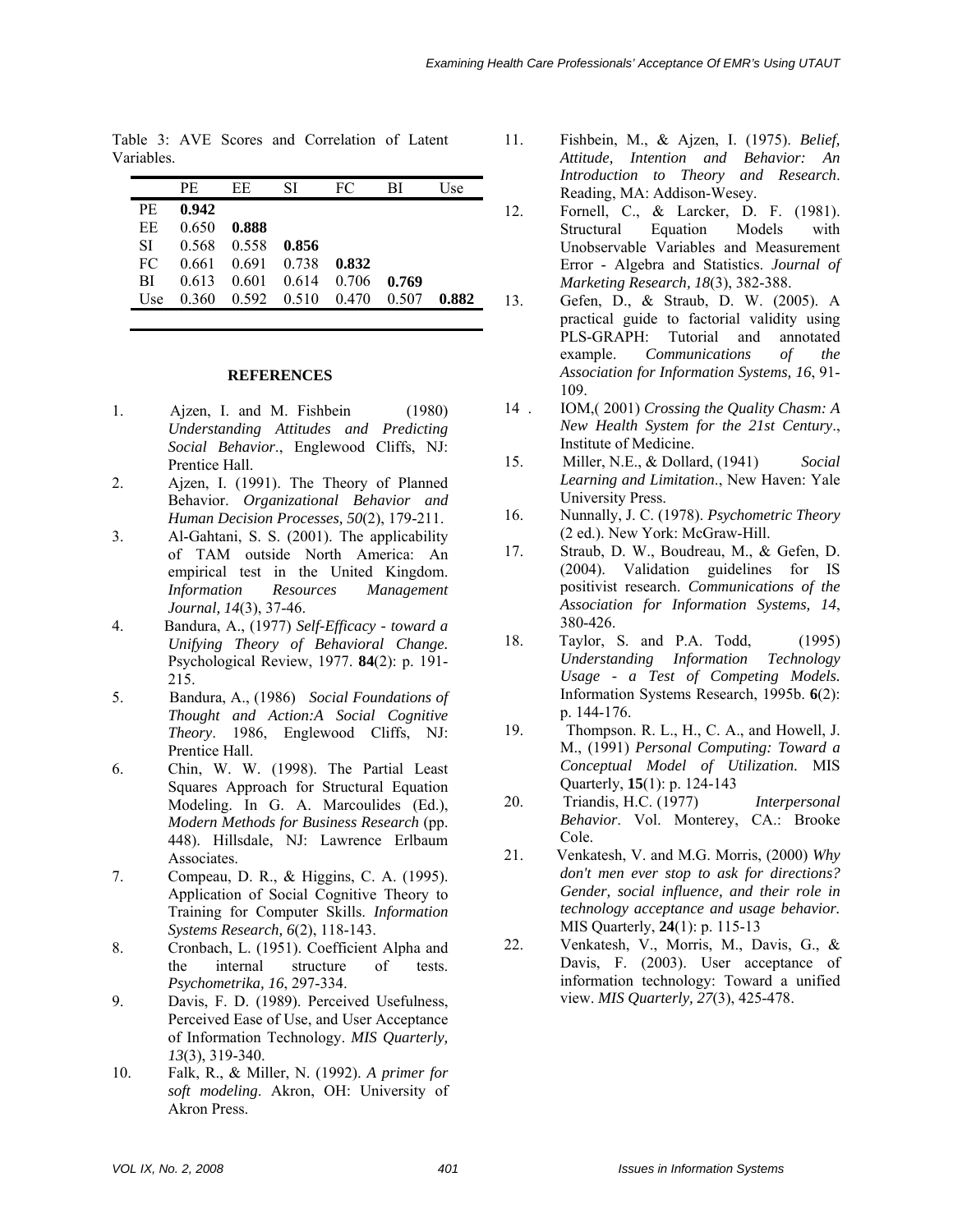Table 3: AVE Scores and Correlation of Latent Variables.

| | PE | EE | SI | FC | BI | Use |
|---|---|---|---|---|---|---|
| PE | **0.942** | | | | | |
| EE | 0.650 | **0.888** | | | | |
| SI | 0.568 | 0.558 | **0.856** | | | |
| FC | 0.661 | 0.691 | 0.738 | **0.832** | | |
| BI | 0.613 | 0.601 | 0.614 | 0.706 | **0.769** | |
| Use | 0.360 | 0.592 | 0.510 | 0.470 | 0.507 | **0.882** |

## REFERENCES

1. Ajzen, I. and M. Fishbein (1980) *Understanding Attitudes and Predicting Social Behavior*., Englewood Cliffs, NJ: Prentice Hall.
2. Ajzen, I. (1991). The Theory of Planned Behavior. *Organizational Behavior and Human Decision Processes, 50*(2), 179-211.
3. Al-Gahtani, S. S. (2001). The applicability of TAM outside North America: An empirical test in the United Kingdom. *Information Resources Management Journal, 14*(3), 37-46.
4. Bandura, A., (1977) *Self-Efficacy - toward a Unifying Theory of Behavioral Change.* Psychological Review, 1977. **84**(2): p. 191-215.
5. Bandura, A., (1986) *Social Foundations of Thought and Action:A Social Cognitive Theory*. 1986, Englewood Cliffs, NJ: Prentice Hall.
6. Chin, W. W. (1998). The Partial Least Squares Approach for Structural Equation Modeling. In G. A. Marcoulides (Ed.), *Modern Methods for Business Research* (pp. 448). Hillsdale, NJ: Lawrence Erlbaum Associates.
7. Compeau, D. R., & Higgins, C. A. (1995). Application of Social Cognitive Theory to Training for Computer Skills. *Information Systems Research, 6*(2), 118-143.
8. Cronbach, L. (1951). Coefficient Alpha and the internal structure of tests. *Psychometrika, 16*, 297-334.
9. Davis, F. D. (1989). Perceived Usefulness, Perceived Ease of Use, and User Acceptance of Information Technology. *MIS Quarterly, 13*(3), 319-340.
10. Falk, R., & Miller, N. (1992). *A primer for soft modeling*. Akron, OH: University of Akron Press.
11. Fishbein, M., & Ajzen, I. (1975). *Belief, Attitude, Intention and Behavior: An Introduction to Theory and Research*. Reading, MA: Addison-Wesey.
12. Fornell, C., & Larcker, D. F. (1981). Structural Equation Models with Unobservable Variables and Measurement Error - Algebra and Statistics. *Journal of Marketing Research, 18*(3), 382-388.
13. Gefen, D., & Straub, D. W. (2005). A practical guide to factorial validity using PLS-GRAPH: Tutorial and annotated example. *Communications of the Association for Information Systems, 16*, 91-109.
14. IOM,( 2001) *Crossing the Quality Chasm: A New Health System for the 21st Century*., Institute of Medicine.
15. Miller, N.E., & Dollard, (1941) *Social Learning and Limitation*., New Haven: Yale University Press.
16. Nunnally, J. C. (1978). *Psychometric Theory* (2 ed.). New York: McGraw-Hill.
17. Straub, D. W., Boudreau, M., & Gefen, D. (2004). Validation guidelines for IS positivist research. *Communications of the Association for Information Systems, 14*, 380-426.
18. Taylor, S. and P.A. Todd, (1995) *Understanding Information Technology Usage - a Test of Competing Models.* Information Systems Research, 1995b. **6**(2): p. 144-176.
19. Thompson. R. L., H., C. A., and Howell, J. M., (1991) *Personal Computing: Toward a Conceptual Model of Utilization.* MIS Quarterly, **15**(1): p. 124-143
20. Triandis, H.C. (1977) *Interpersonal Behavior*. Vol. Monterey, CA.: Brooke Cole.
21. Venkatesh, V. and M.G. Morris, (2000) *Why don't men ever stop to ask for directions? Gender, social influence, and their role in technology acceptance and usage behavior.* MIS Quarterly, **24**(1): p. 115-13
22. Venkatesh, V., Morris, M., Davis, G., & Davis, F. (2003). User acceptance of information technology: Toward a unified view. *MIS Quarterly, 27*(3), 425-478.